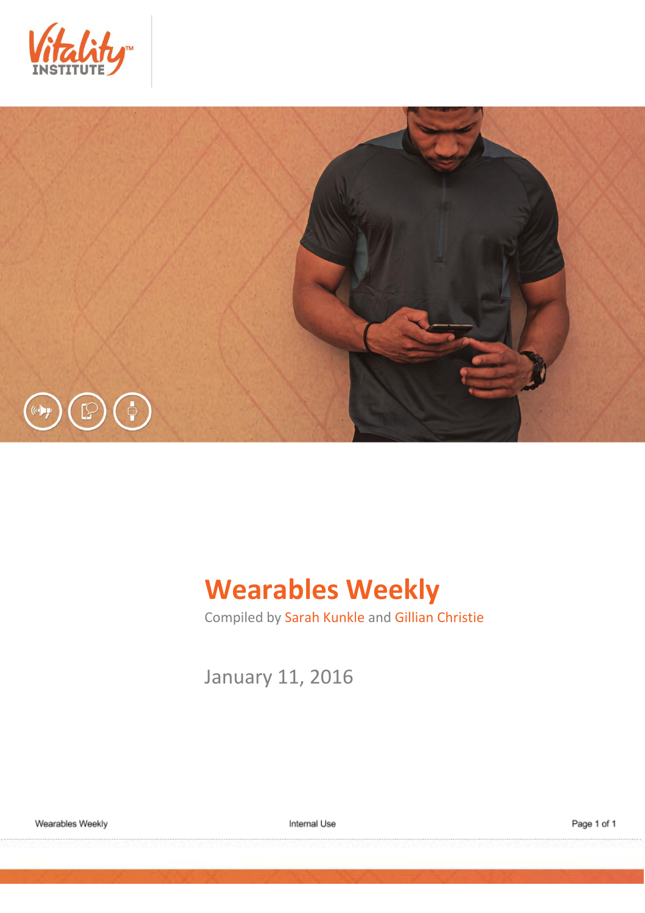# Wearables Weekly

Compiled by Sarah Kunkle and Gillian Christie

January 11, 2016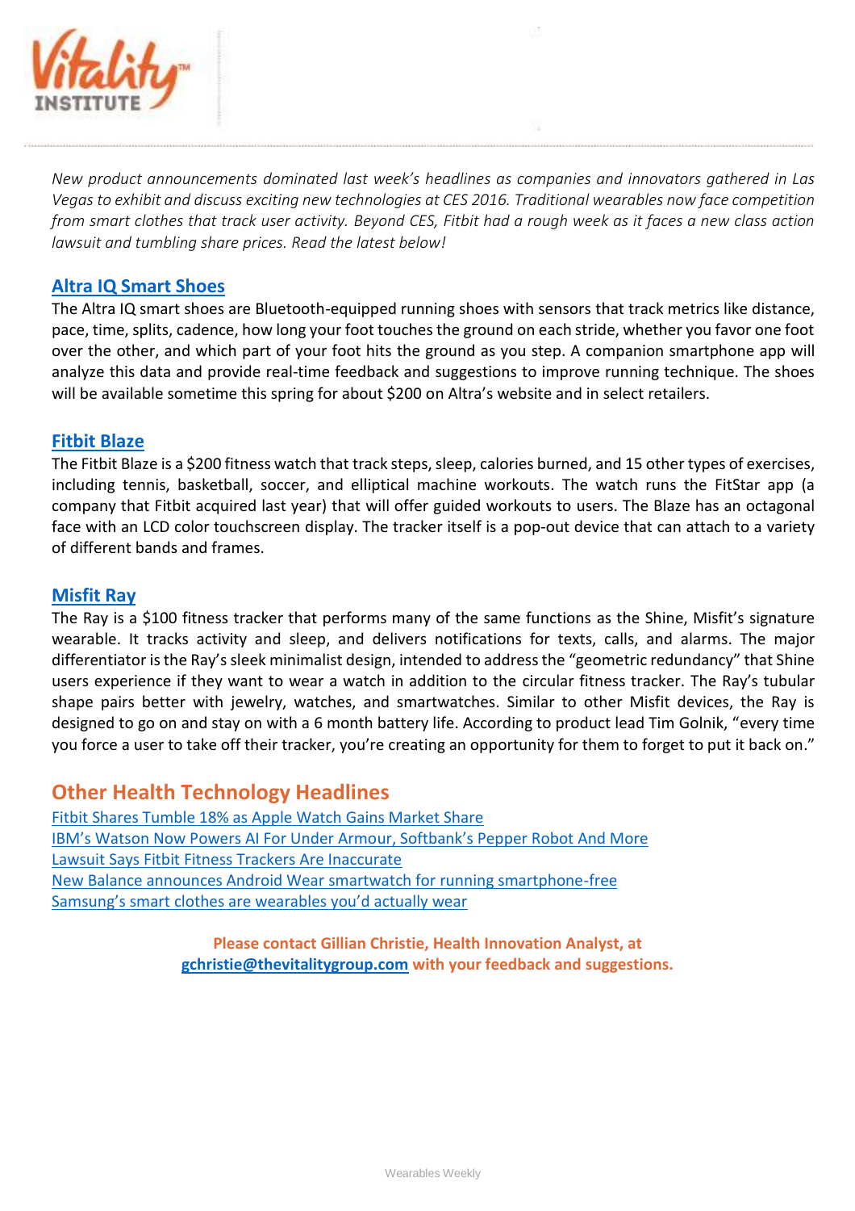*New product announcements dominated last week's headlines as companies and innovators gathered in Las Vegas to exhibit and discuss exciting new technologies at CES 2016. Traditional wearables now face competition from smart clothes that track user activity. Beyond CES, Fitbit had a rough week as it faces a new class action lawsuit and tumbling share prices. Read the latest below!*

## Altra IQ Smart Shoes

The Altra IQ smart shoes are Bluetooth-equipped running shoes with sensors that track metrics like distance, pace, time, splits, cadence, how long your foot touches the ground on each stride, whether you favor one foot over the other, and which part of your foot hits the ground as you step. A companion smartphone app will analyze this data and provide real-time feedback and suggestions to improve running technique. The shoes will be available sometime this spring for about $200 on Altra's website and in select retailers.

## Fitbit Blaze

The Fitbit Blaze is a $200 fitness watch that track steps, sleep, calories burned, and 15 other types of exercises, including tennis, basketball, soccer, and elliptical machine workouts. The watch runs the FitStar app (a company that Fitbit acquired last year) that will offer guided workouts to users. The Blaze has an octagonal face with an LCD color touchscreen display. The tracker itself is a pop-out device that can attach to a variety of different bands and frames.

## Misfit Ray

The Ray is a $100 fitness tracker that performs many of the same functions as the Shine, Misfit's signature wearable. It tracks activity and sleep, and delivers notifications for texts, calls, and alarms. The major differentiator is the Ray's sleek minimalist design, intended to address the "geometric redundancy" that Shine users experience if they want to wear a watch in addition to the circular fitness tracker. The Ray's tubular shape pairs better with jewelry, watches, and smartwatches. Similar to other Misfit devices, the Ray is designed to go on and stay on with a 6 month battery life. According to product lead Tim Golnik, "every time you force a user to take off their tracker, you're creating an opportunity for them to forget to put it back on."

## Other Health Technology Headlines

Fitbit Shares Tumble 18% as Apple Watch Gains Market Share
IBM's Watson Now Powers AI For Under Armour, Softbank's Pepper Robot And More
Lawsuit Says Fitbit Fitness Trackers Are Inaccurate
New Balance announces Android Wear smartwatch for running smartphone-free
Samsung's smart clothes are wearables you'd actually wear

**Please contact Gillian Christie, Health Innovation Analyst, at gchristie@thevitalitygroup.com with your feedback and suggestions.**